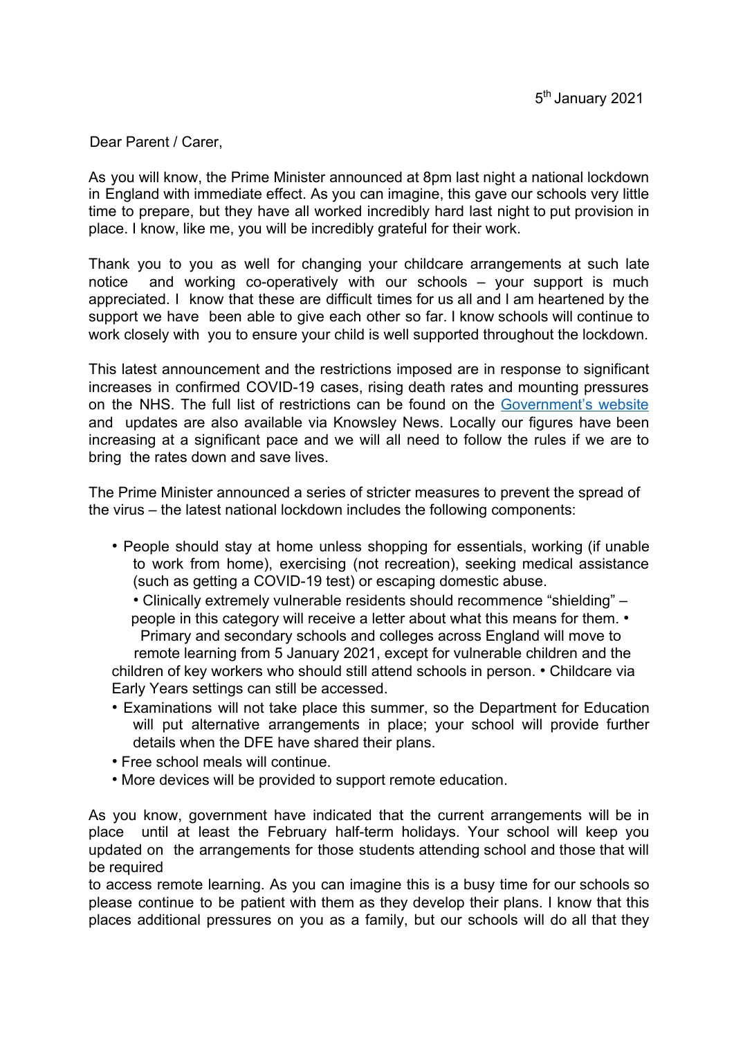5th January 2021

Dear Parent / Carer,

As you will know, the Prime Minister announced at 8pm last night a national lockdown in England with immediate effect. As you can imagine, this gave our schools very little time to prepare, but they have all worked incredibly hard last night to put provision in place. I know, like me, you will be incredibly grateful for their work.

Thank you to you as well for changing your childcare arrangements at such late notice and working co-operatively with our schools – your support is much appreciated. I know that these are difficult times for us all and I am heartened by the support we have been able to give each other so far. I know schools will continue to work closely with you to ensure your child is well supported throughout the lockdown.

This latest announcement and the restrictions imposed are in response to significant increases in confirmed COVID-19 cases, rising death rates and mounting pressures on the NHS. The full list of restrictions can be found on the Government's website and updates are also available via Knowsley News. Locally our figures have been increasing at a significant pace and we will all need to follow the rules if we are to bring the rates down and save lives.

The Prime Minister announced a series of stricter measures to prevent the spread of the virus – the latest national lockdown includes the following components:

- People should stay at home unless shopping for essentials, working (if unable to work from home), exercising (not recreation), seeking medical assistance (such as getting a COVID-19 test) or escaping domestic abuse.
- Clinically extremely vulnerable residents should recommence "shielding" – people in this category will receive a letter about what this means for them.
- Primary and secondary schools and colleges across England will move to remote learning from 5 January 2021, except for vulnerable children and the children of key workers who should still attend schools in person.
- Childcare via Early Years settings can still be accessed.
- Examinations will not take place this summer, so the Department for Education will put alternative arrangements in place; your school will provide further details when the DFE have shared their plans.
- Free school meals will continue.
- More devices will be provided to support remote education.

As you know, government have indicated that the current arrangements will be in place until at least the February half-term holidays. Your school will keep you updated on the arrangements for those students attending school and those that will be required to access remote learning. As you can imagine this is a busy time for our schools so please continue to be patient with them as they develop their plans. I know that this places additional pressures on you as a family, but our schools will do all that they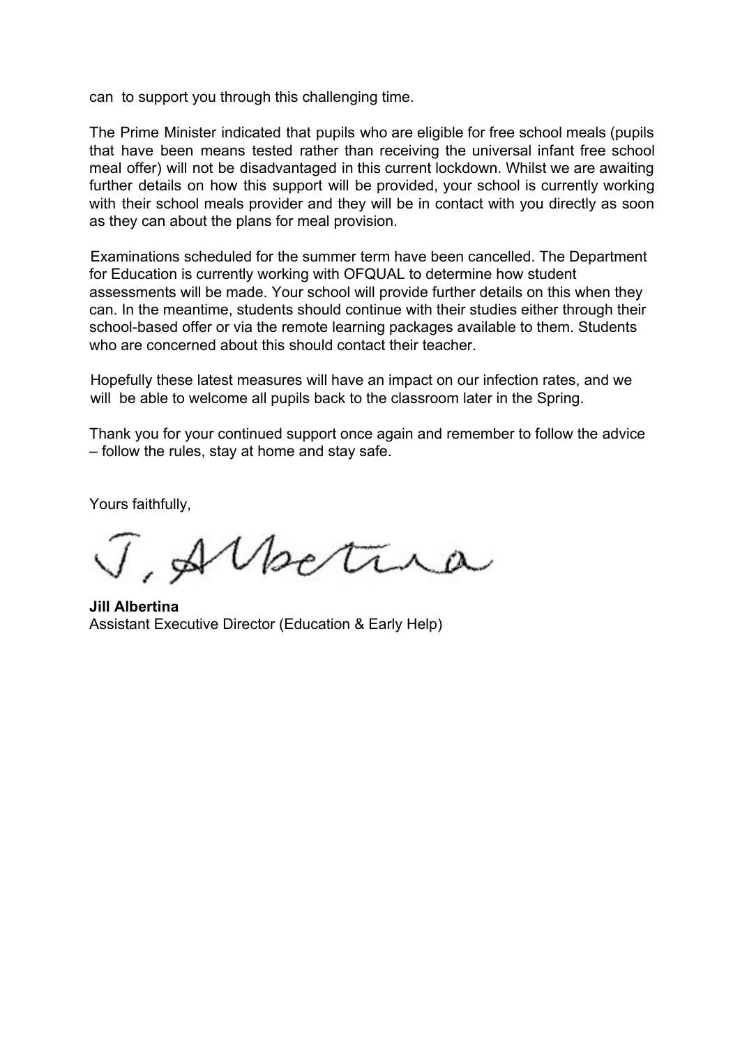can to support you through this challenging time.

The Prime Minister indicated that pupils who are eligible for free school meals (pupils that have been means tested rather than receiving the universal infant free school meal offer) will not be disadvantaged in this current lockdown. Whilst we are awaiting further details on how this support will be provided, your school is currently working with their school meals provider and they will be in contact with you directly as soon as they can about the plans for meal provision.

Examinations scheduled for the summer term have been cancelled. The Department for Education is currently working with OFQUAL to determine how student assessments will be made. Your school will provide further details on this when they can. In the meantime, students should continue with their studies either through their school-based offer or via the remote learning packages available to them. Students who are concerned about this should contact their teacher.

Hopefully these latest measures will have an impact on our infection rates, and we will be able to welcome all pupils back to the classroom later in the Spring.

Thank you for your continued support once again and remember to follow the advice – follow the rules, stay at home and stay safe.

Yours faithfully,

J. Albertina

**Jill Albertina**
Assistant Executive Director (Education & Early Help)